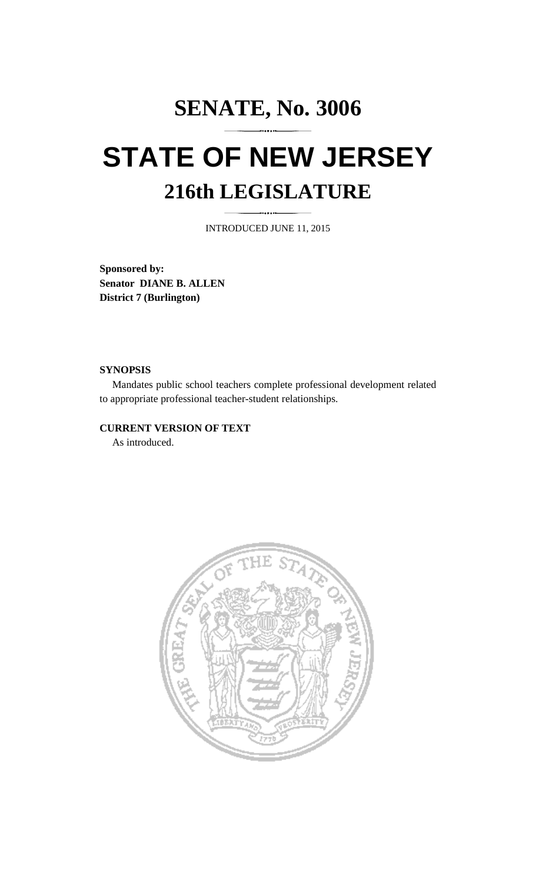# SENATE, No. 3006

# STATE OF NEW JERSEY

## 216th LEGISLATURE

INTRODUCED JUNE 11, 2015

**Sponsored by:**
**Senator DIANE B. ALLEN**
**District 7 (Burlington)**

**SYNOPSIS**

Mandates public school teachers complete professional development related to appropriate professional teacher-student relationships.

**CURRENT VERSION OF TEXT**

As introduced.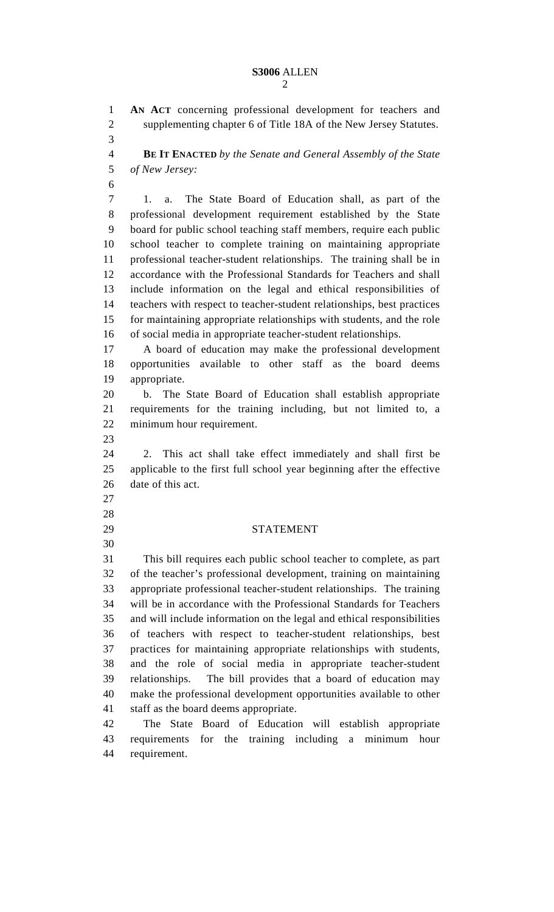**AN ACT** concerning professional development for teachers and supplementing chapter 6 of Title 18A of the New Jersey Statutes.

**BE IT ENACTED** *by the Senate and General Assembly of the State of New Jersey:*

1. a. The State Board of Education shall, as part of the professional development requirement established by the State board for public school teaching staff members, require each public school teacher to complete training on maintaining appropriate professional teacher-student relationships. The training shall be in accordance with the Professional Standards for Teachers and shall include information on the legal and ethical responsibilities of teachers with respect to teacher-student relationships, best practices for maintaining appropriate relationships with students, and the role of social media in appropriate teacher-student relationships.

A board of education may make the professional development opportunities available to other staff as the board deems appropriate.

b. The State Board of Education shall establish appropriate requirements for the training including, but not limited to, a minimum hour requirement.

2. This act shall take effect immediately and shall first be applicable to the first full school year beginning after the effective date of this act.

## STATEMENT

This bill requires each public school teacher to complete, as part of the teacher's professional development, training on maintaining appropriate professional teacher-student relationships. The training will be in accordance with the Professional Standards for Teachers and will include information on the legal and ethical responsibilities of teachers with respect to teacher-student relationships, best practices for maintaining appropriate relationships with students, and the role of social media in appropriate teacher-student relationships. The bill provides that a board of education may make the professional development opportunities available to other staff as the board deems appropriate.

The State Board of Education will establish appropriate requirements for the training including a minimum hour requirement.